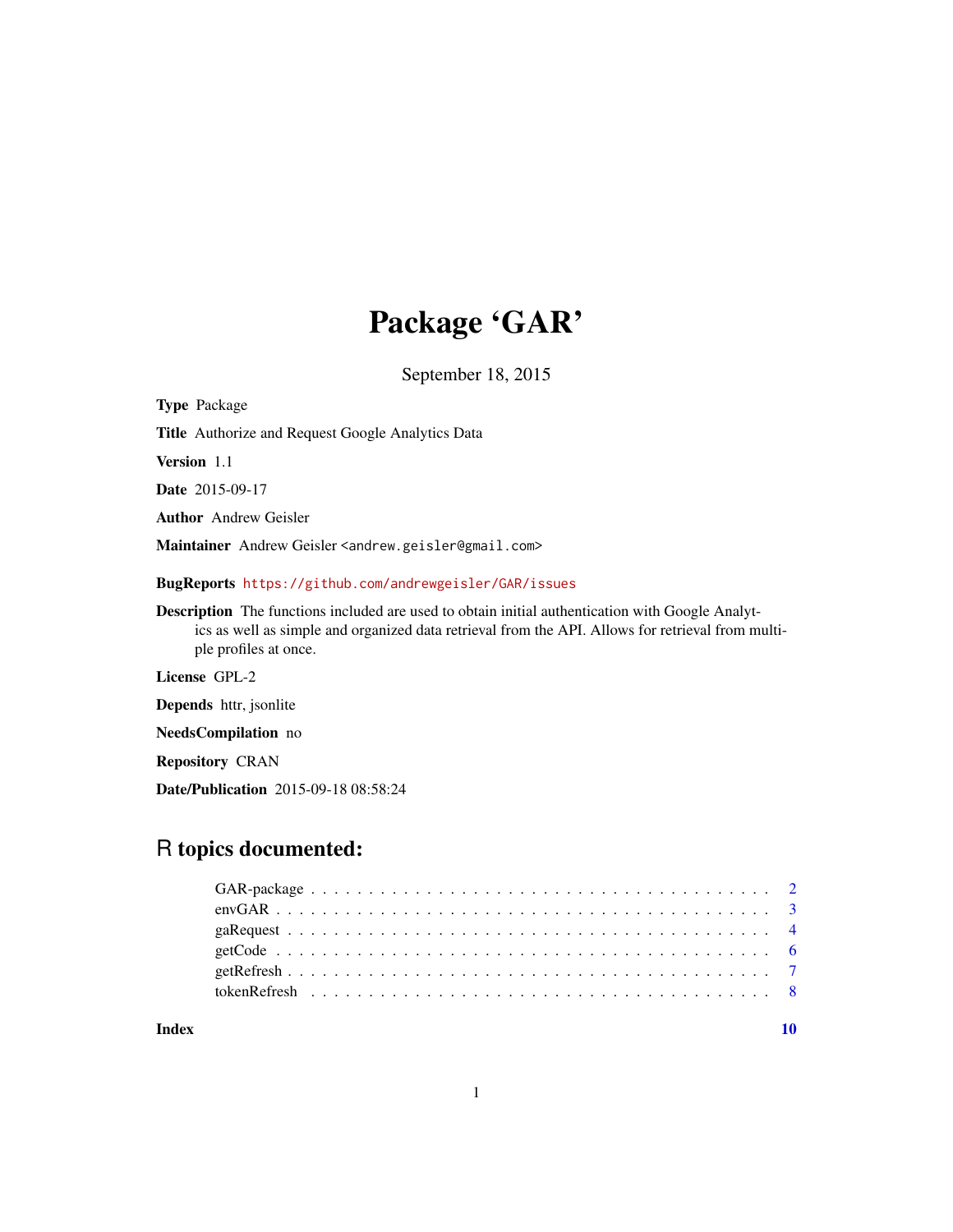# Package 'GAR'

September 18, 2015

**Type** Package

**Title** Authorize and Request Google Analytics Data

**Version** 1.1

**Date** 2015-09-17

**Author** Andrew Geisler

**Maintainer** Andrew Geisler <andrew.geisler@gmail.com>

**BugReports** https://github.com/andrewgeisler/GAR/issues

**Description** The functions included are used to obtain initial authentication with Google Analytics as well as simple and organized data retrieval from the API. Allows for retrieval from multiple profiles at once.

**License** GPL-2

**Depends** httr, jsonlite

**NeedsCompilation** no

**Repository** CRAN

**Date/Publication** 2015-09-18 08:58:24

## R topics documented:

| | |
|---|---|
| GAR-package | 2 |
| envGAR | 3 |
| gaRequest | 4 |
| getCode | 6 |
| getRefresh | 7 |
| tokenRefresh | 8 |
| **Index** | **10** |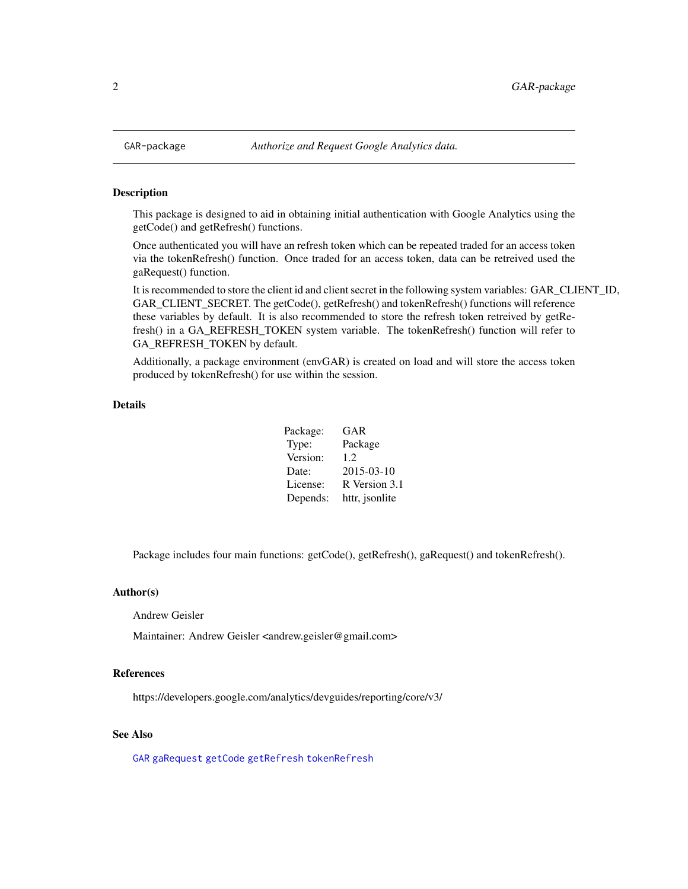# GAR-package *Authorize and Request Google Analytics data.*

## Description

This package is designed to aid in obtaining initial authentication with Google Analytics using the getCode() and getRefresh() functions.

Once authenticated you will have an refresh token which can be repeated traded for an access token via the tokenRefresh() function. Once traded for an access token, data can be retreived used the gaRequest() function.

It is recommended to store the client id and client secret in the following system variables: GAR_CLIENT_ID, GAR_CLIENT_SECRET. The getCode(), getRefresh() and tokenRefresh() functions will reference these variables by default. It is also recommended to store the refresh token retreived by getRefresh() in a GA_REFRESH_TOKEN system variable. The tokenRefresh() function will refer to GA_REFRESH_TOKEN by default.

Additionally, a package environment (envGAR) is created on load and will store the access token produced by tokenRefresh() for use within the session.

## Details

| | |
|---|---|
| Package: | GAR |
| Type: | Package |
| Version: | 1.2 |
| Date: | 2015-03-10 |
| License: | R Version 3.1 |
| Depends: | httr, jsonlite |

Package includes four main functions: getCode(), getRefresh(), gaRequest() and tokenRefresh().

## Author(s)

Andrew Geisler

Maintainer: Andrew Geisler <andrew.geisler@gmail.com>

## References

https://developers.google.com/analytics/devguides/reporting/core/v3/

## See Also

`GAR` `gaRequest` `getCode` `getRefresh` `tokenRefresh`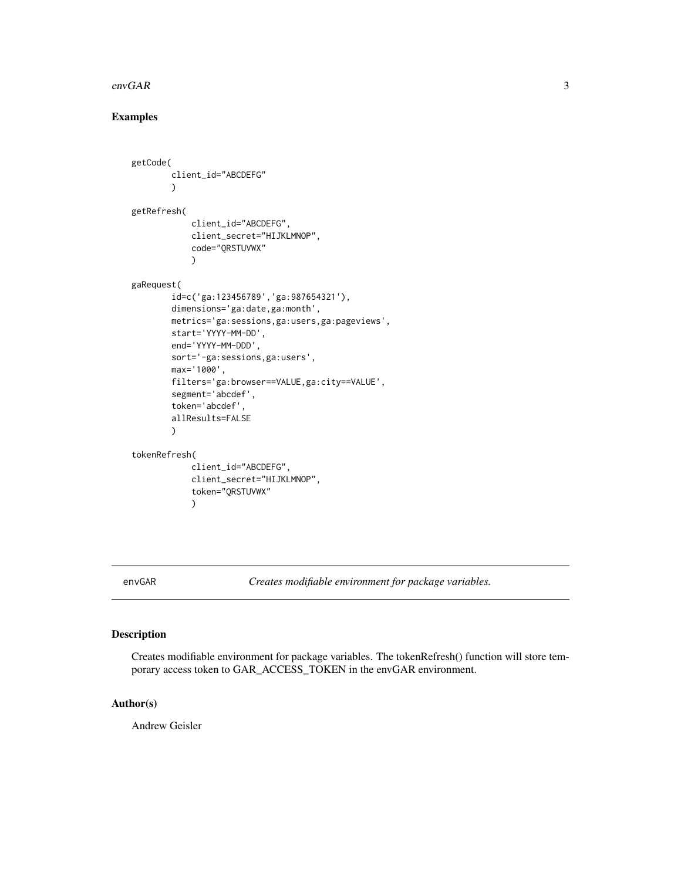## Examples

```
getCode(
        client_id="ABCDEFG"
        )

getRefresh(
            client_id="ABCDEFG",
            client_secret="HIJKLMNOP",
            code="QRSTUVWX"
            )

gaRequest(
        id=c('ga:123456789','ga:987654321'),
        dimensions='ga:date,ga:month',
        metrics='ga:sessions,ga:users,ga:pageviews',
        start='YYYY-MM-DD',
        end='YYYY-MM-DDD',
        sort='-ga:sessions,ga:users',
        max='1000',
        filters='ga:browser==VALUE,ga:city==VALUE',
        segment='abcdef',
        token='abcdef',
        allResults=FALSE
        )

tokenRefresh(
            client_id="ABCDEFG",
            client_secret="HIJKLMNOP",
            token="QRSTUVWX"
            )
```

---

envGAR — *Creates modifiable environment for package variables.*

---

## Description

Creates modifiable environment for package variables. The tokenRefresh() function will store temporary access token to GAR_ACCESS_TOKEN in the envGAR environment.

## Author(s)

Andrew Geisler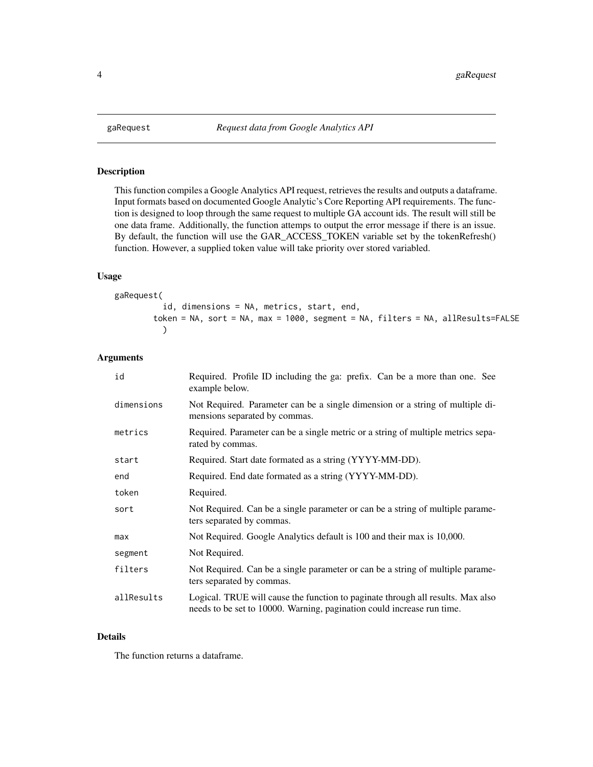gaRequest *Request data from Google Analytics API*

## Description

This function compiles a Google Analytics API request, retrieves the results and outputs a dataframe. Input formats based on documented Google Analytic's Core Reporting API requirements. The function is designed to loop through the same request to multiple GA account ids. The result will still be one data frame. Additionally, the function attemps to output the error message if there is an issue. By default, the function will use the GAR_ACCESS_TOKEN variable set by the tokenRefresh() function. However, a supplied token value will take priority over stored variabled.

## Usage

```
gaRequest(
          id, dimensions = NA, metrics, start, end,
        token = NA, sort = NA, max = 1000, segment = NA, filters = NA, allResults=FALSE
          )
```

## Arguments

| | |
|---|---|
| id | Required. Profile ID including the ga: prefix. Can be a more than one. See example below. |
| dimensions | Not Required. Parameter can be a single dimension or a string of multiple dimensions separated by commas. |
| metrics | Required. Parameter can be a single metric or a string of multiple metrics separated by commas. |
| start | Required. Start date formated as a string (YYYY-MM-DD). |
| end | Required. End date formated as a string (YYYY-MM-DD). |
| token | Required. |
| sort | Not Required. Can be a single parameter or can be a string of multiple parameters separated by commas. |
| max | Not Required. Google Analytics default is 100 and their max is 10,000. |
| segment | Not Required. |
| filters | Not Required. Can be a single parameter or can be a string of multiple parameters separated by commas. |
| allResults | Logical. TRUE will cause the function to paginate through all results. Max also needs to be set to 10000. Warning, pagination could increase run time. |

## Details

The function returns a dataframe.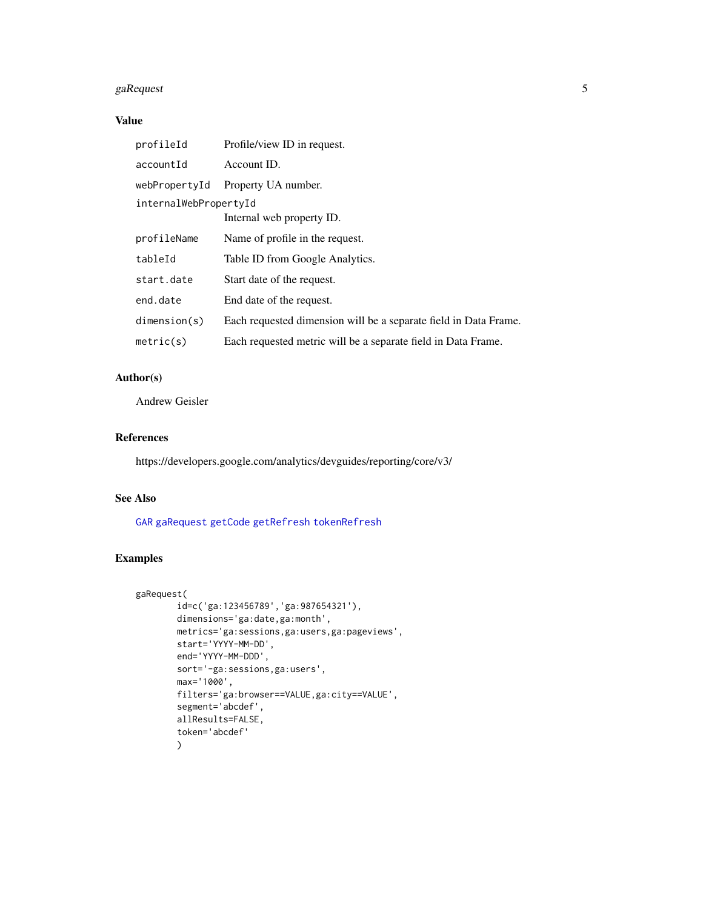## Value

| | |
|---|---|
| `profileId` | Profile/view ID in request. |
| `accountId` | Account ID. |
| `webPropertyId` | Property UA number. |
| `internalWebPropertyId` | Internal web property ID. |
| `profileName` | Name of profile in the request. |
| `tableId` | Table ID from Google Analytics. |
| `start.date` | Start date of the request. |
| `end.date` | End date of the request. |
| `dimension(s)` | Each requested dimension will be a separate field in Data Frame. |
| `metric(s)` | Each requested metric will be a separate field in Data Frame. |

## Author(s)

Andrew Geisler

## References

https://developers.google.com/analytics/devguides/reporting/core/v3/

## See Also

`GAR` `gaRequest` `getCode` `getRefresh` `tokenRefresh`

## Examples

```
gaRequest(
        id=c('ga:123456789','ga:987654321'),
        dimensions='ga:date,ga:month',
        metrics='ga:sessions,ga:users,ga:pageviews',
        start='YYYY-MM-DD',
        end='YYYY-MM-DDD',
        sort='-ga:sessions,ga:users',
        max='1000',
        filters='ga:browser==VALUE,ga:city==VALUE',
        segment='abcdef',
        allResults=FALSE,
        token='abcdef'
        )
```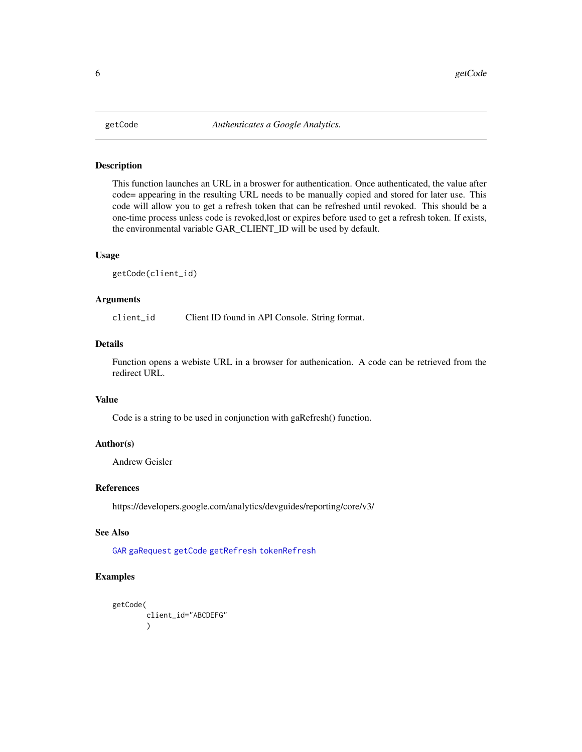getCode *Authenticates a Google Analytics.*

### Description

This function launches an URL in a broswer for authentication. Once authenticated, the value after code= appearing in the resulting URL needs to be manually copied and stored for later use. This code will allow you to get a refresh token that can be refreshed until revoked. This should be a one-time process unless code is revoked,lost or expires before used to get a refresh token. If exists, the environmental variable GAR_CLIENT_ID will be used by default.

### Usage

```
getCode(client_id)
```

### Arguments

| | |
|---|---|
| client_id | Client ID found in API Console. String format. |

### Details

Function opens a webiste URL in a browser for authenication. A code can be retrieved from the redirect URL.

### Value

Code is a string to be used in conjunction with gaRefresh() function.

### Author(s)

Andrew Geisler

### References

https://developers.google.com/analytics/devguides/reporting/core/v3/

### See Also

GAR gaRequest getCode getRefresh tokenRefresh

### Examples

```
getCode(
        client_id="ABCDEFG"
        )
```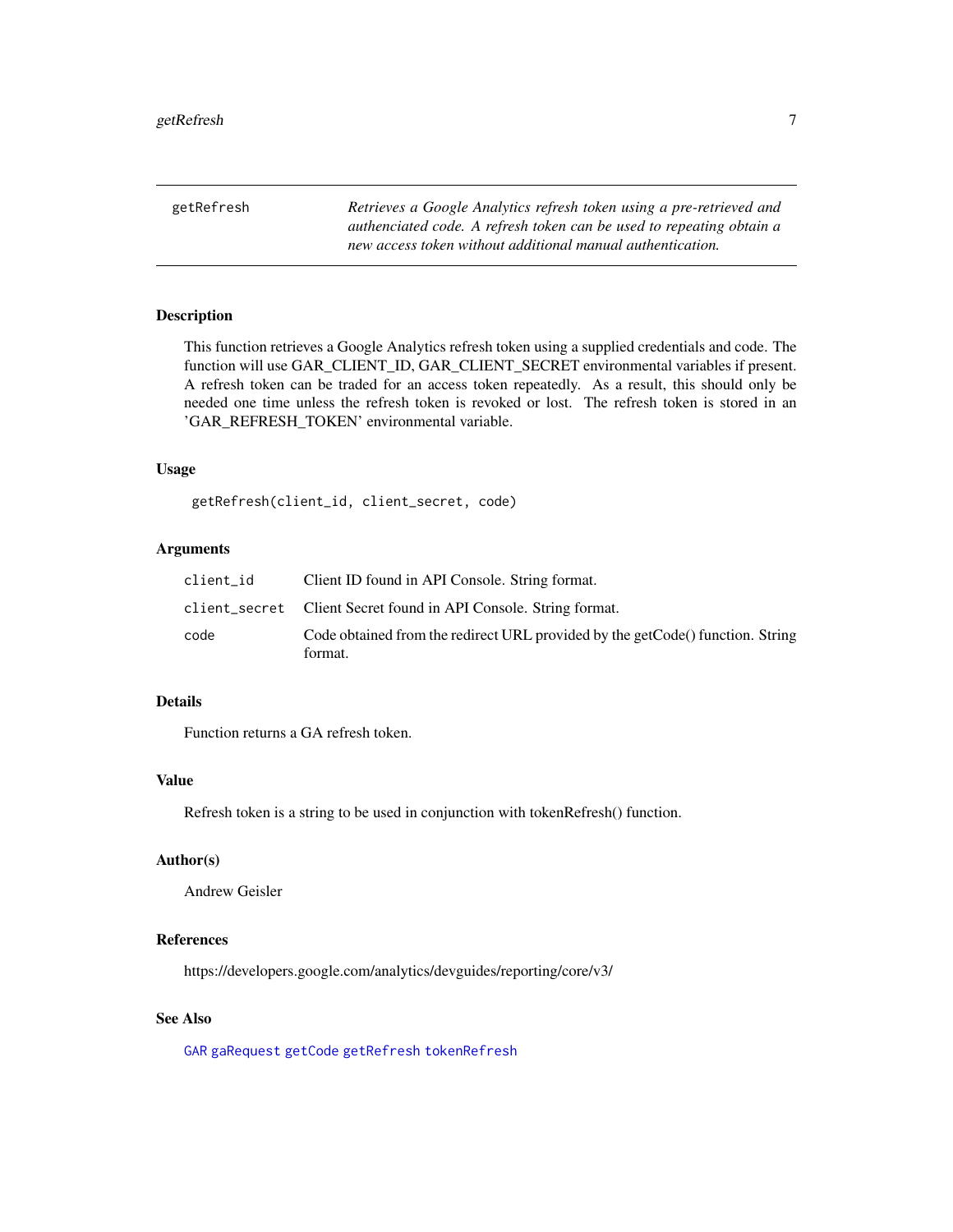getRefresh — *Retrieves a Google Analytics refresh token using a pre-retrieved and authenciated code. A refresh token can be used to repeating obtain a new access token without additional manual authentication.*

## Description

This function retrieves a Google Analytics refresh token using a supplied credentials and code. The function will use GAR_CLIENT_ID, GAR_CLIENT_SECRET environmental variables if present. A refresh token can be traded for an access token repeatedly. As a result, this should only be needed one time unless the refresh token is revoked or lost. The refresh token is stored in an 'GAR_REFRESH_TOKEN' environmental variable.

## Usage

```
getRefresh(client_id, client_secret, code)
```

## Arguments

| | |
|---|---|
| `client_id` | Client ID found in API Console. String format. |
| `client_secret` | Client Secret found in API Console. String format. |
| `code` | Code obtained from the redirect URL provided by the getCode() function. String format. |

## Details

Function returns a GA refresh token.

## Value

Refresh token is a string to be used in conjunction with tokenRefresh() function.

## Author(s)

Andrew Geisler

## References

https://developers.google.com/analytics/devguides/reporting/core/v3/

## See Also

`GAR` `gaRequest` `getCode` `getRefresh` `tokenRefresh`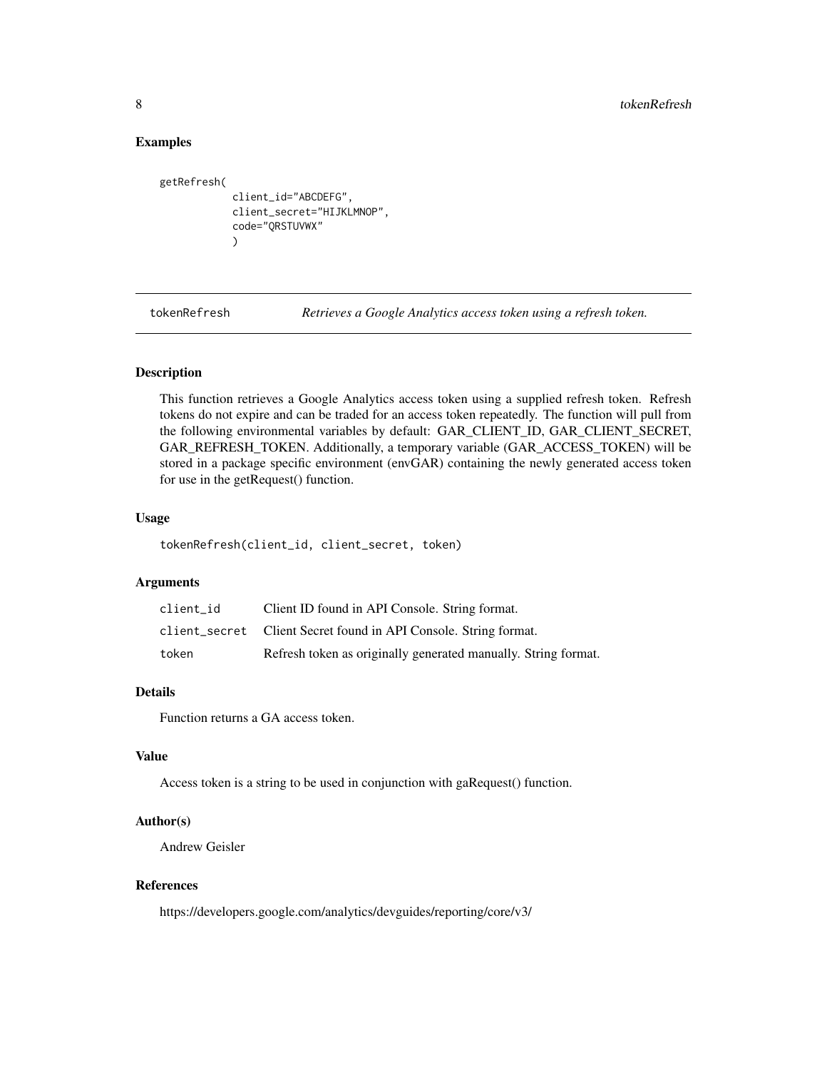### Examples

```
getRefresh(
            client_id="ABCDEFG",
            client_secret="HIJKLMNOP",
            code="QRSTUVWX"
            )
```

---

## tokenRefresh — *Retrieves a Google Analytics access token using a refresh token.*

---

### Description

This function retrieves a Google Analytics access token using a supplied refresh token. Refresh tokens do not expire and can be traded for an access token repeatedly. The function will pull from the following environmental variables by default: GAR_CLIENT_ID, GAR_CLIENT_SECRET, GAR_REFRESH_TOKEN. Additionally, a temporary variable (GAR_ACCESS_TOKEN) will be stored in a package specific environment (envGAR) containing the newly generated access token for use in the getRequest() function.

### Usage

```
tokenRefresh(client_id, client_secret, token)
```

### Arguments

| | |
|---|---|
| client_id | Client ID found in API Console. String format. |
| client_secret | Client Secret found in API Console. String format. |
| token | Refresh token as originally generated manually. String format. |

### Details

Function returns a GA access token.

### Value

Access token is a string to be used in conjunction with gaRequest() function.

### Author(s)

Andrew Geisler

### References

https://developers.google.com/analytics/devguides/reporting/core/v3/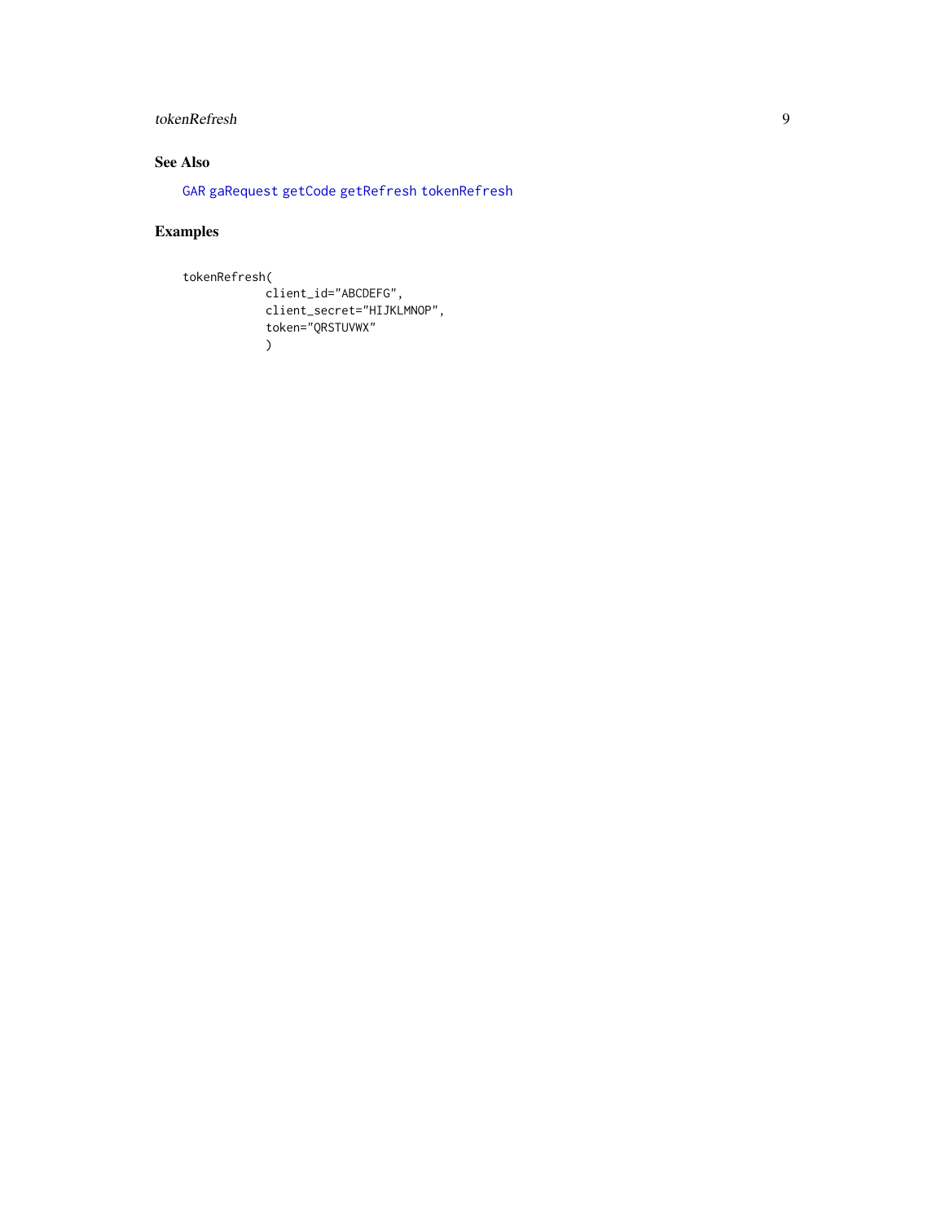### See Also

GAR gaRequest getCode getRefresh tokenRefresh

### Examples

```
tokenRefresh(
            client_id="ABCDEFG",
            client_secret="HIJKLMNOP",
            token="QRSTUVWX"
            )
```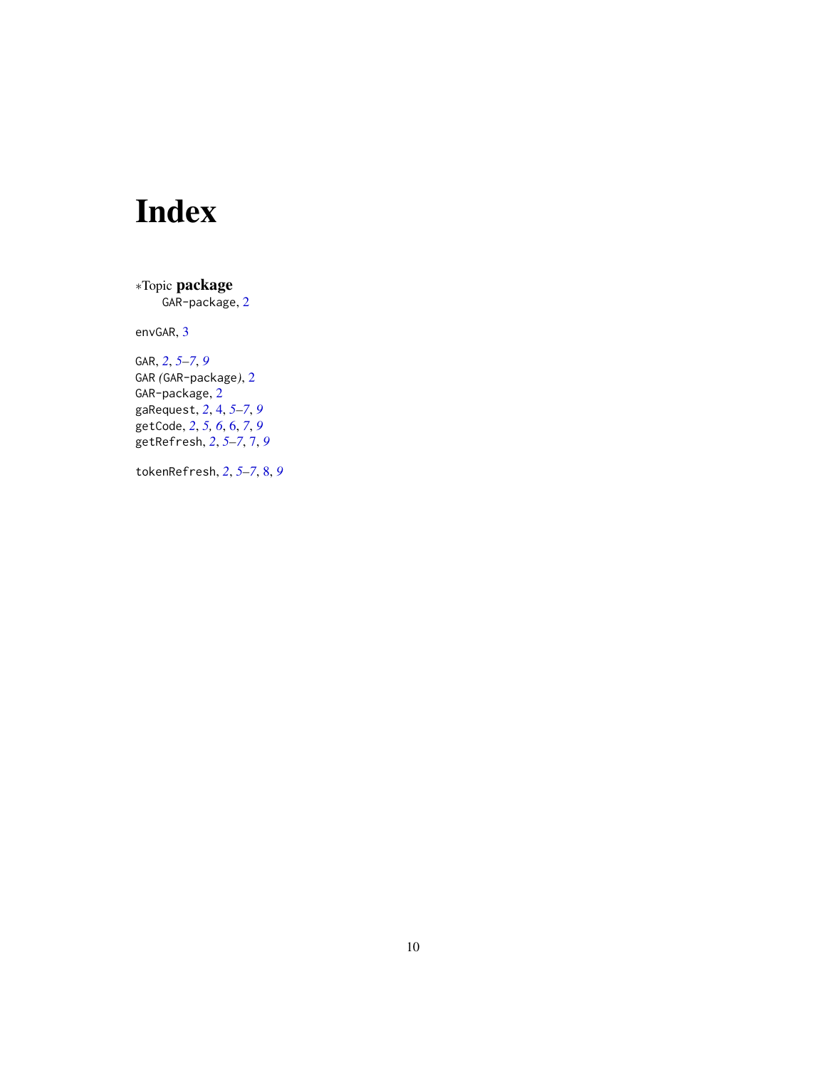# Index

∗Topic **package**
    GAR-package, 2

envGAR, 3

GAR, *2*, *5–7*, *9*
GAR *(*GAR-package*)*, 2
GAR-package, 2
gaRequest, *2*, 4, *5–7*, *9*
getCode, *2*, *5, 6*, 6, *7*, *9*
getRefresh, *2*, *5–7*, 7, *9*

tokenRefresh, *2*, *5–7*, 8, *9*